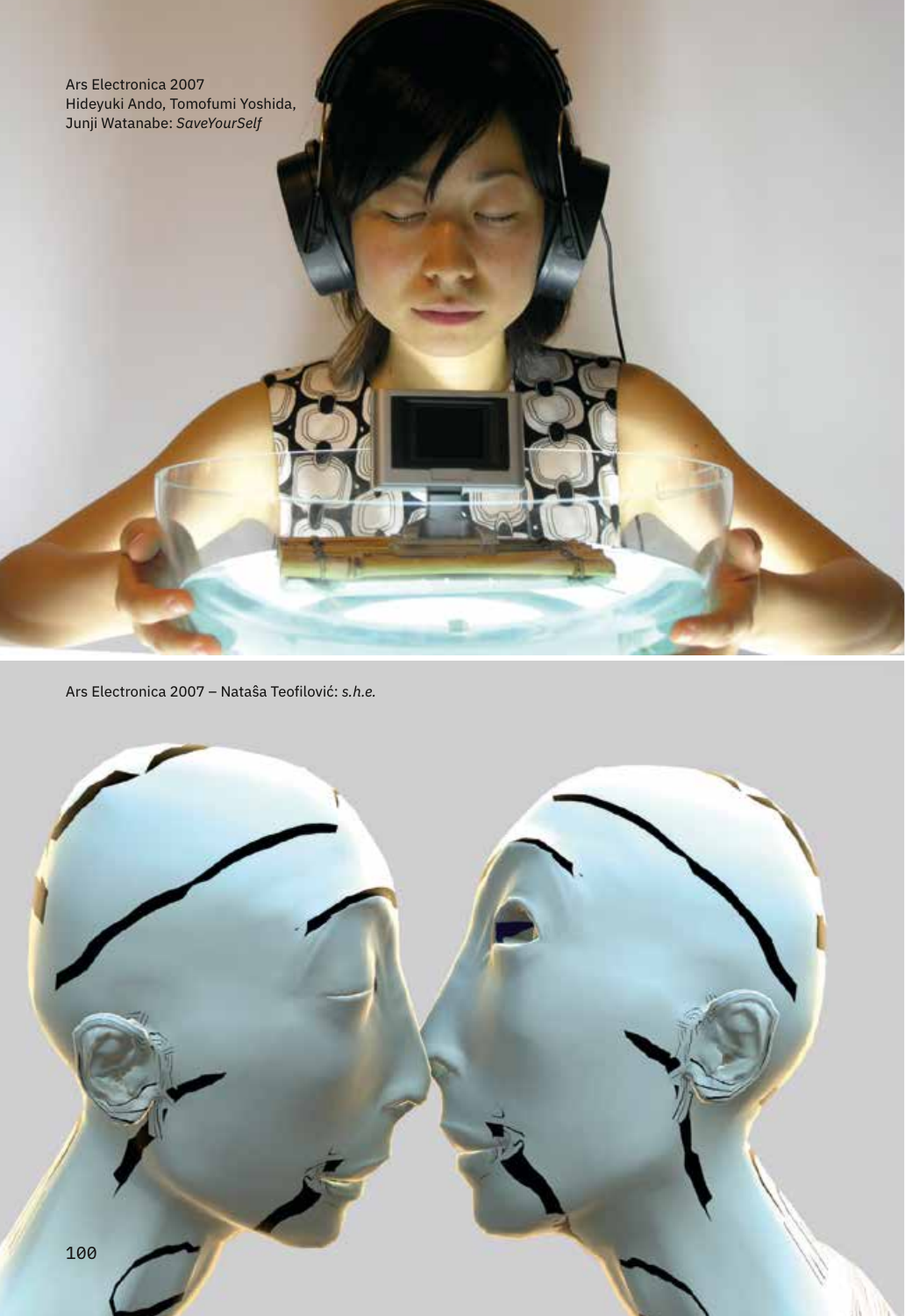Ars Electronica 2007
Hideyuki Ando, Tomofumi Yoshida, Junji Watanabe: *SaveYourSelf*

Ars Electronica 2007 – Nataŝa Teofilović: *s.h.e.*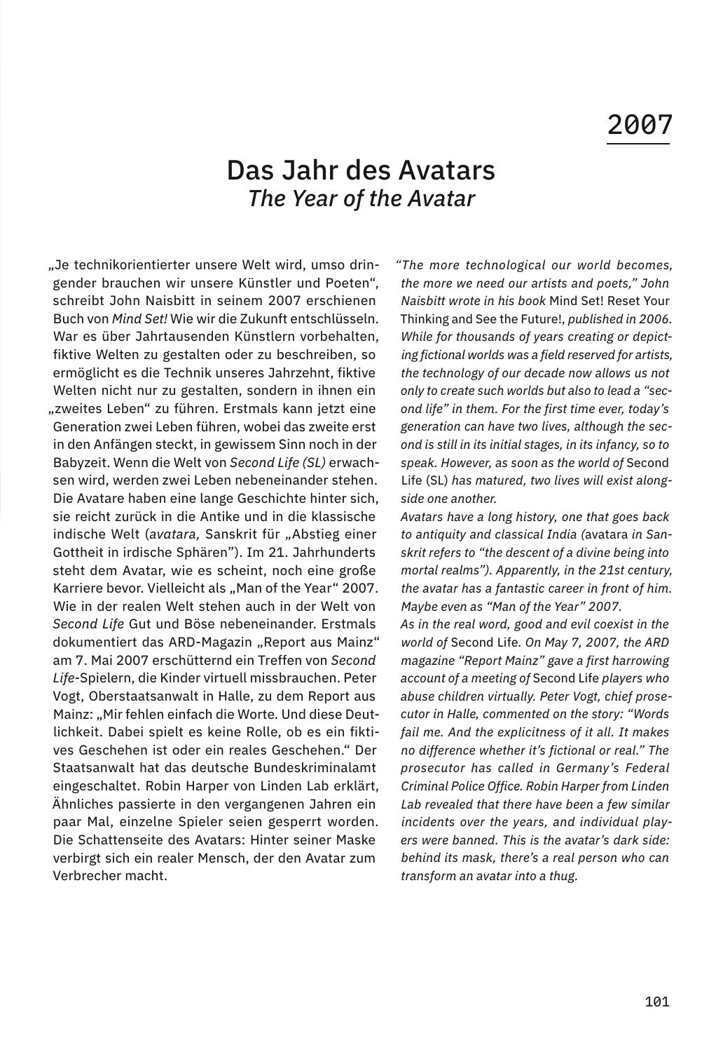# 2007

## Das Jahr des Avatars
### *The Year of the Avatar*

„Je technikorientierter unsere Welt wird, umso dringender brauchen wir unsere Künstler und Poeten", schreibt John Naisbitt in seinem 2007 erschienen Buch von *Mind Set!* Wie wir die Zukunft entschlüsseln. War es über Jahrtausenden Künstlern vorbehalten, fiktive Welten zu gestalten oder zu beschreiben, so ermöglicht es die Technik unseres Jahrzehnt, fiktive Welten nicht nur zu gestalten, sondern in ihnen ein „zweites Leben" zu führen. Erstmals kann jetzt eine Generation zwei Leben führen, wobei das zweite erst in den Anfängen steckt, in gewissem Sinn noch in der Babyzeit. Wenn die Welt von *Second Life (SL)* erwachsen wird, werden zwei Leben nebeneinander stehen.
Die Avatare haben eine lange Geschichte hinter sich, sie reicht zurück in die Antike und in die klassische indische Welt (*avatara,* Sanskrit für „Abstieg einer Gottheit in irdische Sphären"). Im 21. Jahrhunderts steht dem Avatar, wie es scheint, noch eine große Karriere bevor. Vielleicht als „Man of the Year" 2007.
Wie in der realen Welt stehen auch in der Welt von *Second Life* Gut und Böse nebeneinander. Erstmals dokumentiert das ARD-Magazin „Report aus Mainz" am 7. Mai 2007 erschütternd ein Treffen von *Second Life*-Spielern, die Kinder virtuell missbrauchen. Peter Vogt, Oberstaatsanwalt in Halle, zu dem Report aus Mainz: „Mir fehlen einfach die Worte. Und diese Deutlichkeit. Dabei spielt es keine Rolle, ob es ein fiktives Geschehen ist oder ein reales Geschehen." Der Staatsanwalt hat das deutsche Bundeskriminalamt eingeschaltet. Robin Harper von Linden Lab erklärt, Ähnliches passierte in den vergangenen Jahren ein paar Mal, einzelne Spieler seien gesperrt worden. Die Schattenseite des Avatars: Hinter seiner Maske verbirgt sich ein realer Mensch, der den Avatar zum Verbrecher macht.

*"The more technological our world becomes, the more we need our artists and poets," John Naisbitt wrote in his book* Mind Set! Reset Your Thinking and See the Future!*, published in 2006. While for thousands of years creating or depicting fictional worlds was a field reserved for artists, the technology of our decade now allows us not only to create such worlds but also to lead a "second life" in them. For the first time ever, today's generation can have two lives, although the second is still in its initial stages, in its infancy, so to speak. However, as soon as the world of* Second Life (SL) *has matured, two lives will exist alongside one another.*
*Avatars have a long history, one that goes back to antiquity and classical India (*avatara *in Sanskrit refers to "the descent of a divine being into mortal realms"). Apparently, in the 21st century, the avatar has a fantastic career in front of him. Maybe even as "Man of the Year" 2007.*
*As in the real word, good and evil coexist in the world of* Second Life*. On May 7, 2007, the ARD magazine "Report Mainz" gave a first harrowing account of a meeting of* Second Life *players who abuse children virtually. Peter Vogt, chief prosecutor in Halle, commented on the story: "Words fail me. And the explicitness of it all. It makes no difference whether it's fictional or real." The prosecutor has called in Germany's Federal Criminal Police Office. Robin Harper from Linden Lab revealed that there have been a few similar incidents over the years, and individual players were banned. This is the avatar's dark side: behind its mask, there's a real person who can transform an avatar into a thug.*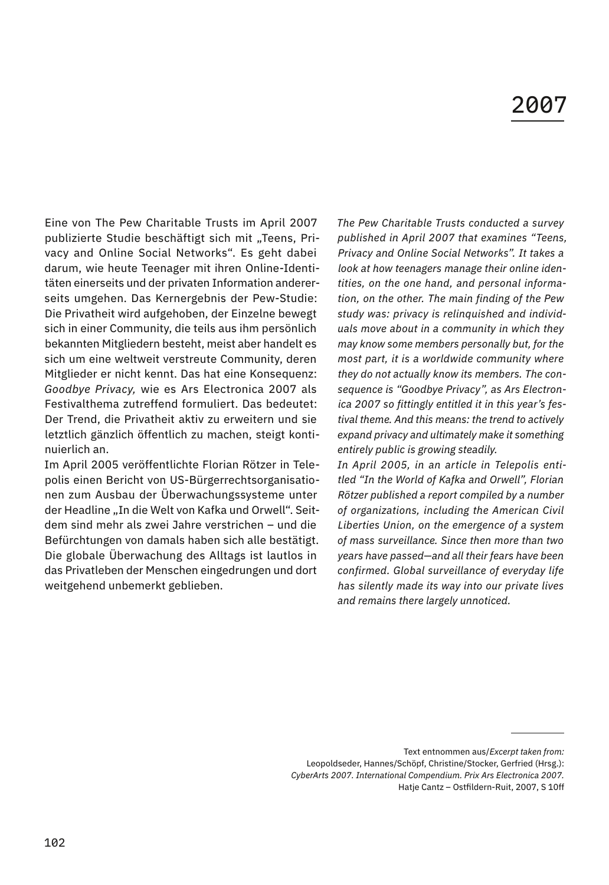# 2007

Eine von The Pew Charitable Trusts im April 2007 publizierte Studie beschäftigt sich mit „Teens, Privacy and Online Social Networks". Es geht dabei darum, wie heute Teenager mit ihren Online-Identitäten einerseits und der privaten Information andererseits umgehen. Das Kernergebnis der Pew-Studie: Die Privatheit wird aufgehoben, der Einzelne bewegt sich in einer Community, die teils aus ihm persönlich bekannten Mitgliedern besteht, meist aber handelt es sich um eine weltweit verstreute Community, deren Mitglieder er nicht kennt. Das hat eine Konsequenz: *Goodbye Privacy,* wie es Ars Electronica 2007 als Festivalthema zutreffend formuliert. Das bedeutet: Der Trend, die Privatheit aktiv zu erweitern und sie letztlich gänzlich öffentlich zu machen, steigt kontinuierlich an.

Im April 2005 veröffentlichte Florian Rötzer in Telepolis einen Bericht von US-Bürgerrechtsorganisationen zum Ausbau der Überwachungssysteme unter der Headline „In die Welt von Kafka und Orwell". Seitdem sind mehr als zwei Jahre verstrichen – und die Befürchtungen von damals haben sich alle bestätigt. Die globale Überwachung des Alltags ist lautlos in das Privatleben der Menschen eingedrungen und dort weitgehend unbemerkt geblieben.

*The Pew Charitable Trusts conducted a survey published in April 2007 that examines "Teens, Privacy and Online Social Networks". It takes a look at how teenagers manage their online identities, on the one hand, and personal information, on the other. The main finding of the Pew study was: privacy is relinquished and individuals move about in a community in which they may know some members personally but, for the most part, it is a worldwide community where they do not actually know its members. The consequence is "Goodbye Privacy", as Ars Electronica 2007 so fittingly entitled it in this year's festival theme. And this means: the trend to actively expand privacy and ultimately make it something entirely public is growing steadily.*

*In April 2005, in an article in Telepolis entitled "In the World of Kafka and Orwell", Florian Rötzer published a report compiled by a number of organizations, including the American Civil Liberties Union, on the emergence of a system of mass surveillance. Since then more than two years have passed—and all their fears have been confirmed. Global surveillance of everyday life has silently made its way into our private lives and remains there largely unnoticed.*

Text entnommen aus/*Excerpt taken from:*
Leopoldseder, Hannes/Schöpf, Christine/Stocker, Gerfried (Hrsg.):
*CyberArts 2007. International Compendium. Prix Ars Electronica 2007.*
Hatje Cantz – Ostfildern-Ruit, 2007, S 10ff